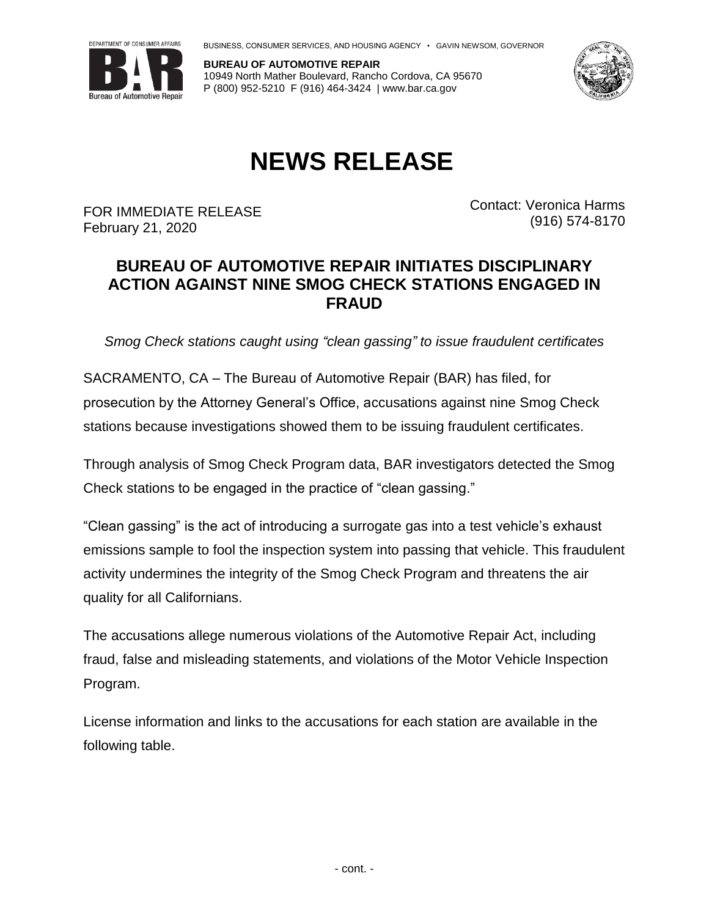BUSINESS, CONSUMER SERVICES, AND HOUSING AGENCY • GAVIN NEWSOM, GOVERNOR

DEPARTMENT OF CONSUMER AFFAIRS

**BUREAU OF AUTOMOTIVE REPAIR**
10949 North Mather Boulevard, Rancho Cordova, CA 95670
P (800) 952-5210 F (916) 464-3424 | www.bar.ca.gov

# NEWS RELEASE

FOR IMMEDIATE RELEASE
February 21, 2020

Contact: Veronica Harms
(916) 574-8170

## BUREAU OF AUTOMOTIVE REPAIR INITIATES DISCIPLINARY ACTION AGAINST NINE SMOG CHECK STATIONS ENGAGED IN FRAUD

*Smog Check stations caught using "clean gassing" to issue fraudulent certificates*

SACRAMENTO, CA – The Bureau of Automotive Repair (BAR) has filed, for prosecution by the Attorney General's Office, accusations against nine Smog Check stations because investigations showed them to be issuing fraudulent certificates.

Through analysis of Smog Check Program data, BAR investigators detected the Smog Check stations to be engaged in the practice of "clean gassing."

"Clean gassing" is the act of introducing a surrogate gas into a test vehicle's exhaust emissions sample to fool the inspection system into passing that vehicle. This fraudulent activity undermines the integrity of the Smog Check Program and threatens the air quality for all Californians.

The accusations allege numerous violations of the Automotive Repair Act, including fraud, false and misleading statements, and violations of the Motor Vehicle Inspection Program.

License information and links to the accusations for each station are available in the following table.

- cont. -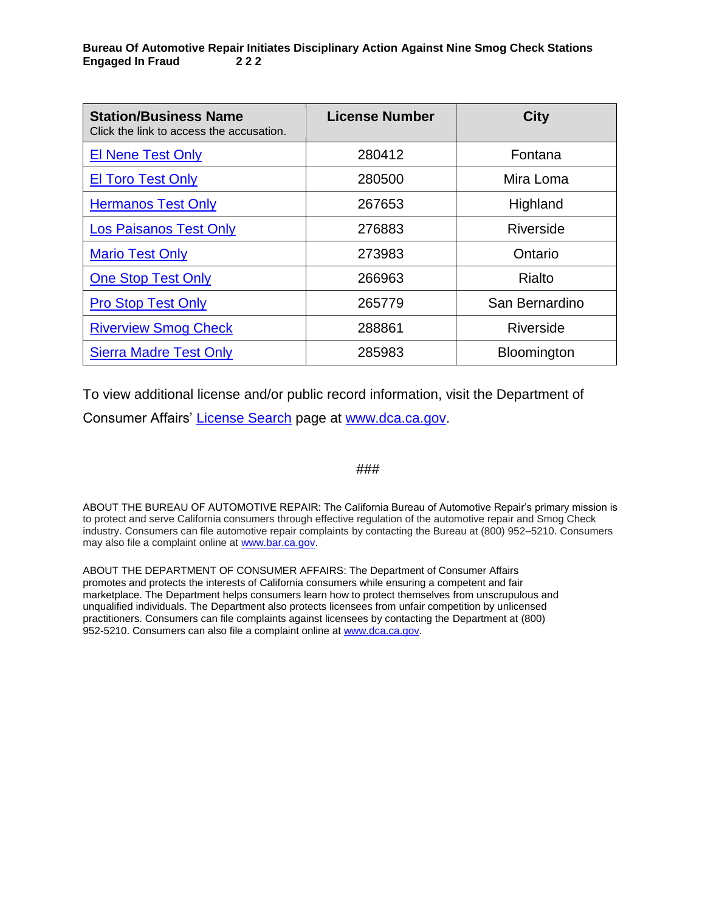| Station/Business Name<br>Click the link to access the accusation. | License Number | City |
|---|---|---|
| El Nene Test Only | 280412 | Fontana |
| El Toro Test Only | 280500 | Mira Loma |
| Hermanos Test Only | 267653 | Highland |
| Los Paisanos Test Only | 276883 | Riverside |
| Mario Test Only | 273983 | Ontario |
| One Stop Test Only | 266963 | Rialto |
| Pro Stop Test Only | 265779 | San Bernardino |
| Riverview Smog Check | 288861 | Riverside |
| Sierra Madre Test Only | 285983 | Bloomington |

To view additional license and/or public record information, visit the Department of Consumer Affairs' License Search page at www.dca.ca.gov.

###

ABOUT THE BUREAU OF AUTOMOTIVE REPAIR: The California Bureau of Automotive Repair's primary mission is to protect and serve California consumers through effective regulation of the automotive repair and Smog Check industry. Consumers can file automotive repair complaints by contacting the Bureau at (800) 952–5210. Consumers may also file a complaint online at www.bar.ca.gov.

ABOUT THE DEPARTMENT OF CONSUMER AFFAIRS: The Department of Consumer Affairs promotes and protects the interests of California consumers while ensuring a competent and fair marketplace. The Department helps consumers learn how to protect themselves from unscrupulous and unqualified individuals. The Department also protects licensees from unfair competition by unlicensed practitioners. Consumers can file complaints against licensees by contacting the Department at (800) 952-5210. Consumers can also file a complaint online at www.dca.ca.gov.